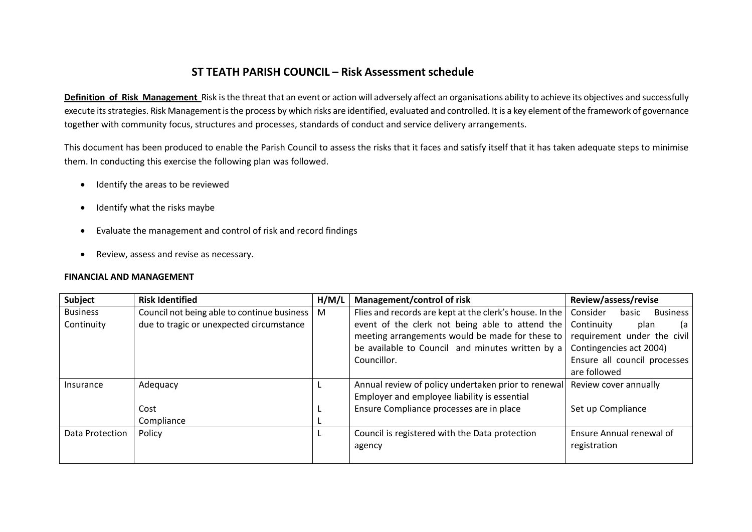# ST TEATH PARISH COUNCIL – Risk Assessment schedule

**Definition of Risk Management** Risk is the threat that an event or action will adversely affect an organisations ability to achieve its objectives and successfully execute its strategies. Risk Management is the process by which risks are identified, evaluated and controlled. It is a key element of the framework of governance together with community focus, structures and processes, standards of conduct and service delivery arrangements.

This document has been produced to enable the Parish Council to assess the risks that it faces and satisfy itself that it has taken adequate steps to minimise them. In conducting this exercise the following plan was followed.

- Identify the areas to be reviewed
- Identify what the risks maybe
- Evaluate the management and control of risk and record findings
- Review, assess and revise as necessary.

**FINANCIAL AND MANAGEMENT**

| Subject | Risk Identified | H/M/L | Management/control of risk | Review/assess/revise |
|---|---|---|---|---|
| Business Continuity | Council not being able to continue business due to tragic or unexpected circumstance | M | Flies and records are kept at the clerk's house. In the event of the clerk not being able to attend the meeting arrangements would be made for these to be available to Council and minutes written by a Councillor. | Consider basic Business Continuity plan (a requirement under the civil Contingencies act 2004)<br>Ensure all council processes are followed |
| Insurance | Adequacy<br><br>Cost<br>Compliance | L<br><br>L<br>L | Annual review of policy undertaken prior to renewal<br>Employer and employee liability is essential<br>Ensure Compliance processes are in place | Review cover annually<br><br>Set up Compliance |
| Data Protection | Policy | L | Council is registered with the Data protection agency | Ensure Annual renewal of registration |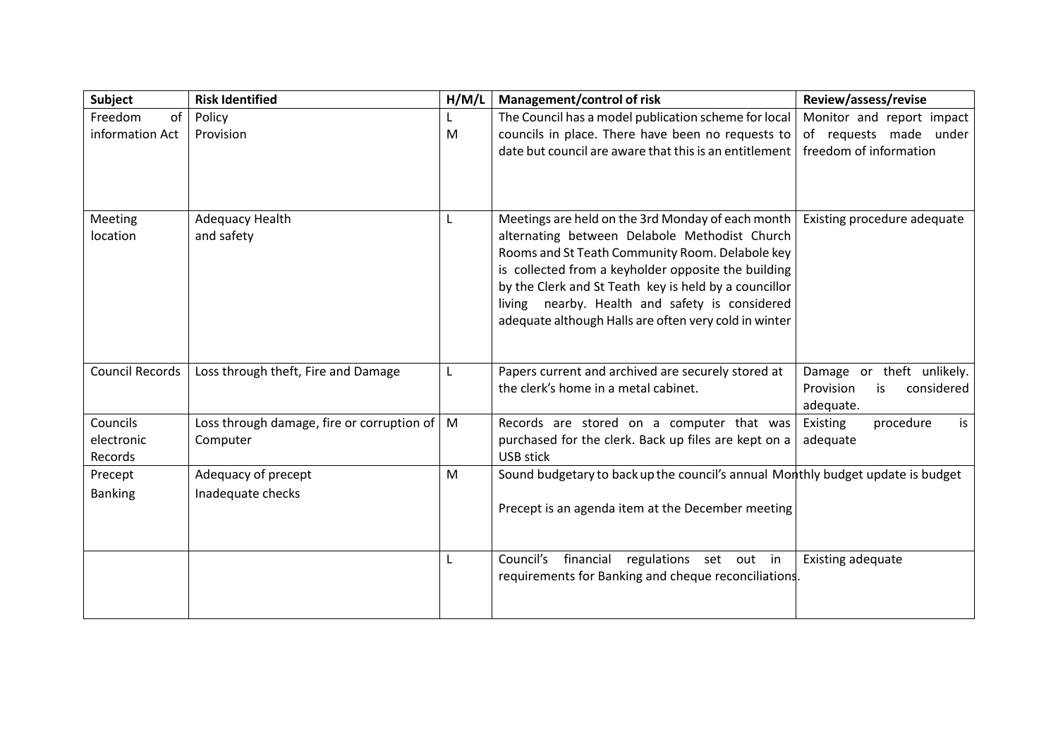| Subject | Risk Identified | H/M/L | Management/control of risk | Review/assess/revise |
|---|---|---|---|---|
| Freedom of information Act | Policy<br>Provision | L<br>M | The Council has a model publication scheme for local councils in place. There have been no requests to date but council are aware that this is an entitlement | Monitor and report impact of requests made under freedom of information |
| Meeting location | Adequacy Health and safety | L | Meetings are held on the 3rd Monday of each month alternating between Delabole Methodist Church Rooms and St Teath Community Room. Delabole key is collected from a keyholder opposite the building by the Clerk and St Teath key is held by a councillor living nearby. Health and safety is considered adequate although Halls are often very cold in winter | Existing procedure adequate |
| Council Records | Loss through theft, Fire and Damage | L | Papers current and archived are securely stored at the clerk's home in a metal cabinet. | Damage or theft unlikely. Provision is considered adequate. |
| Councils electronic Records | Loss through damage, fire or corruption of Computer | M | Records are stored on a computer that was purchased for the clerk. Back up files are kept on a USB stick | Existing procedure is adequate |
| Precept<br>Banking | Adequacy of precept<br>Inadequate checks | M | Sound budgetary to back up the council's annual Monthly budget update is budget<br><br>Precept is an agenda item at the December meeting | |
| | | L | Council's financial regulations set out in requirements for Banking and cheque reconciliations. | Existing adequate |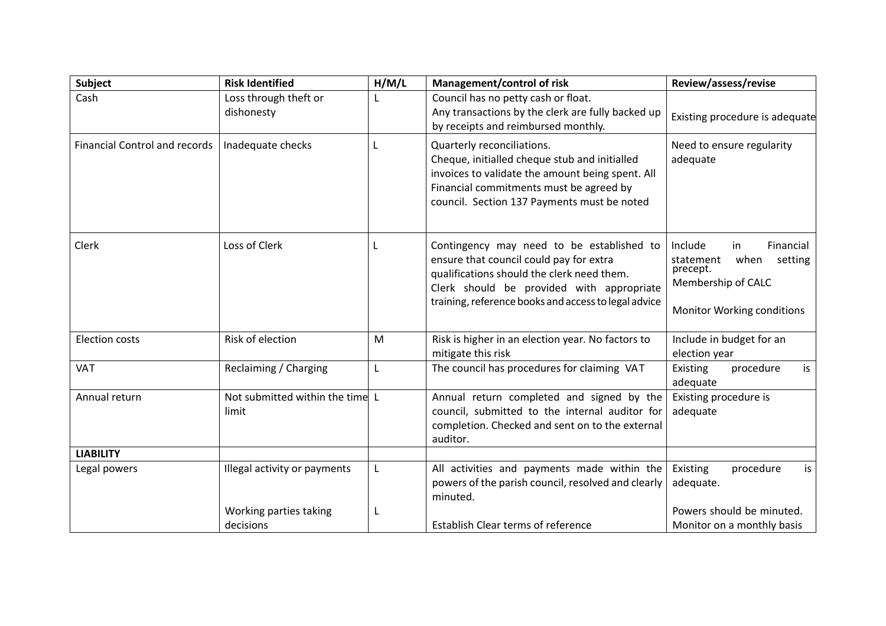| Subject | Risk Identified | H/M/L | Management/control of risk | Review/assess/revise |
|---|---|---|---|---|
| Cash | Loss through theft or dishonesty | L | Council has no petty cash or float. Any transactions by the clerk are fully backed up by receipts and reimbursed monthly. | Existing procedure is adequate |
| Financial Control and records | Inadequate checks | L | Quarterly reconciliations. Cheque, initialled cheque stub and initialled invoices to validate the amount being spent. All Financial commitments must be agreed by council. Section 137 Payments must be noted | Need to ensure regularity adequate |
| Clerk | Loss of Clerk | L | Contingency may need to be established to ensure that council could pay for extra qualifications should the clerk need them. Clerk should be provided with appropriate training, reference books and access to legal advice | Include in Financial statement when setting precept. Membership of CALC Monitor Working conditions |
| Election costs | Risk of election | M | Risk is higher in an election year. No factors to mitigate this risk | Include in budget for an election year |
| VAT | Reclaiming / Charging | L | The council has procedures for claiming VAT | Existing procedure is adequate |
| Annual return | Not submitted within the time limit | L | Annual return completed and signed by the council, submitted to the internal auditor for completion. Checked and sent on to the external auditor. | Existing procedure is adequate |
| **LIABILITY** | | | | |
| Legal powers | Illegal activity or payments | L | All activities and payments made within the powers of the parish council, resolved and clearly minuted. | Existing procedure is adequate. |
| | Working parties taking decisions | L | Establish Clear terms of reference | Powers should be minuted. Monitor on a monthly basis |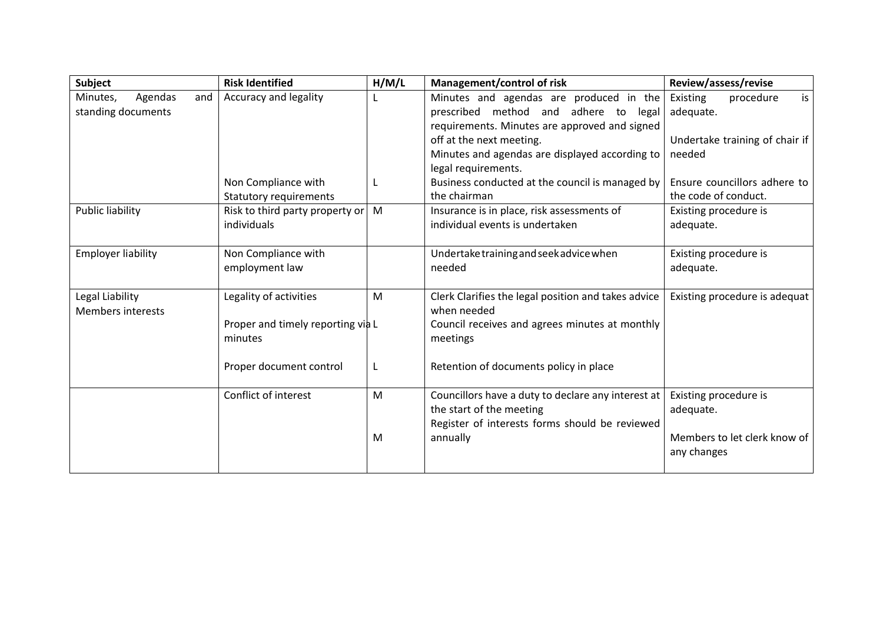| Subject | Risk Identified | H/M/L | Management/control of risk | Review/assess/revise |
|---|---|---|---|---|
| Minutes, Agendas and standing documents | Accuracy and legality | L | Minutes and agendas are produced in the prescribed method and adhere to legal requirements. Minutes are approved and signed off at the next meeting.<br>Minutes and agendas are displayed according to legal requirements. | Existing procedure is adequate.<br><br>Undertake training of chair if needed |
| | Non Compliance with Statutory requirements | L | Business conducted at the council is managed by the chairman | Ensure councillors adhere to the code of conduct. |
| Public liability | Risk to third party property or individuals | M | Insurance is in place, risk assessments of individual events is undertaken | Existing procedure is adequate. |
| Employer liability | Non Compliance with employment law | | Undertake training and seek advice when needed | Existing procedure is adequate. |
| Legal Liability<br>Members interests | Legality of activities | M | Clerk Clarifies the legal position and takes advice when needed | Existing procedure is adequat |
| | Proper and timely reporting via minutes | L | Council receives and agrees minutes at monthly meetings | |
| | Proper document control | L | Retention of documents policy in place | |
| | Conflict of interest | M | Councillors have a duty to declare any interest at the start of the meeting | Existing procedure is adequate. |
| | | M | Register of interests forms should be reviewed annually | Members to let clerk know of any changes |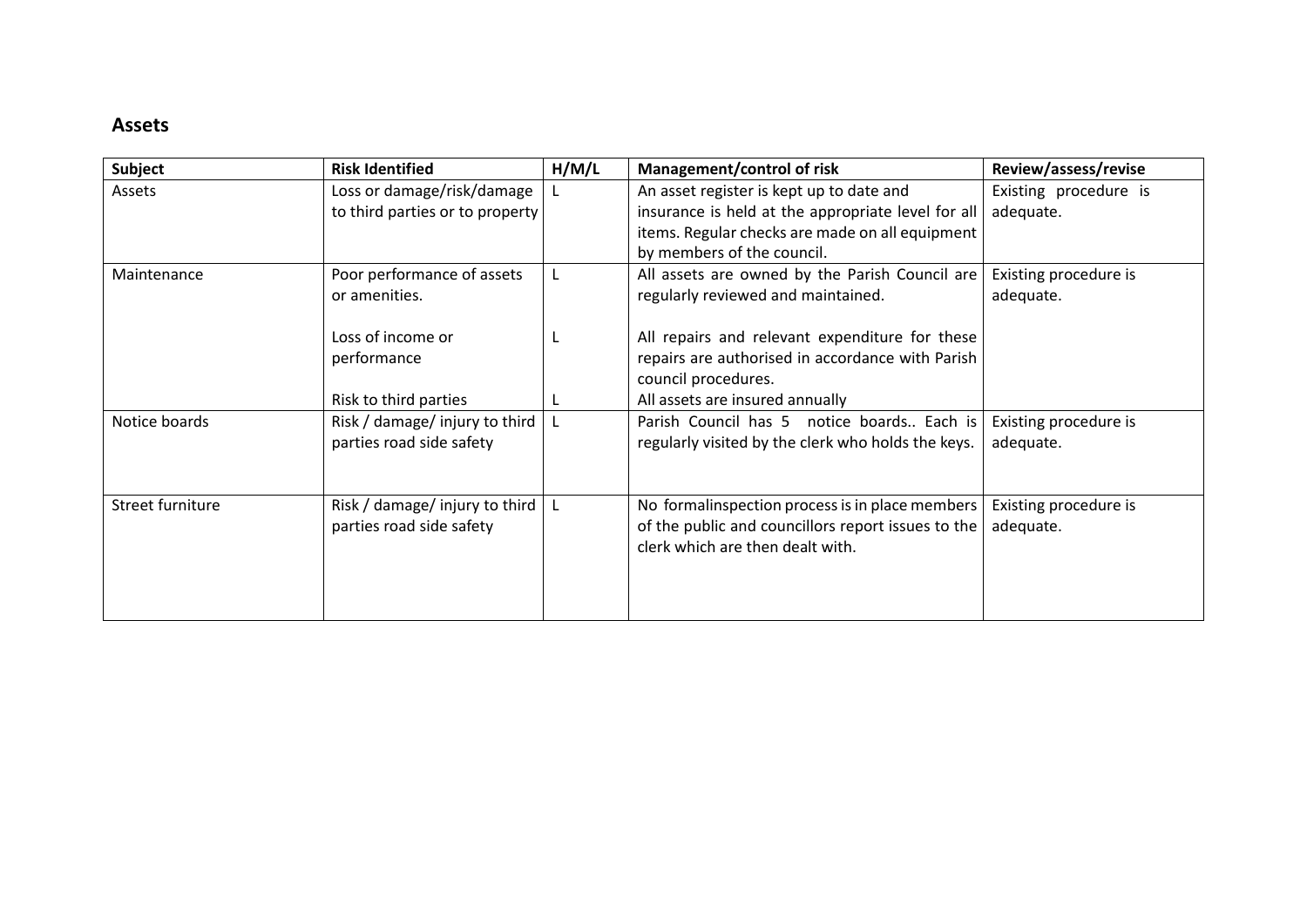## Assets

| Subject | Risk Identified | H/M/L | Management/control of risk | Review/assess/revise |
|---|---|---|---|---|
| Assets | Loss or damage/risk/damage to third parties or to property | L | An asset register is kept up to date and insurance is held at the appropriate level for all items. Regular checks are made on all equipment by members of the council. | Existing procedure is adequate. |
| Maintenance | Poor performance of assets or amenities.<br><br>Loss of income or performance<br><br>Risk to third parties | L<br><br>L<br><br>L | All assets are owned by the Parish Council are regularly reviewed and maintained.<br><br>All repairs and relevant expenditure for these repairs are authorised in accordance with Parish council procedures.<br>All assets are insured annually | Existing procedure is adequate. |
| Notice boards | Risk / damage/ injury to third parties road side safety | L | Parish Council has 5 notice boards.. Each is regularly visited by the clerk who holds the keys. | Existing procedure is adequate. |
| Street furniture | Risk / damage/ injury to third parties road side safety | L | No formalinspection process is in place members of the public and councillors report issues to the clerk which are then dealt with. | Existing procedure is adequate. |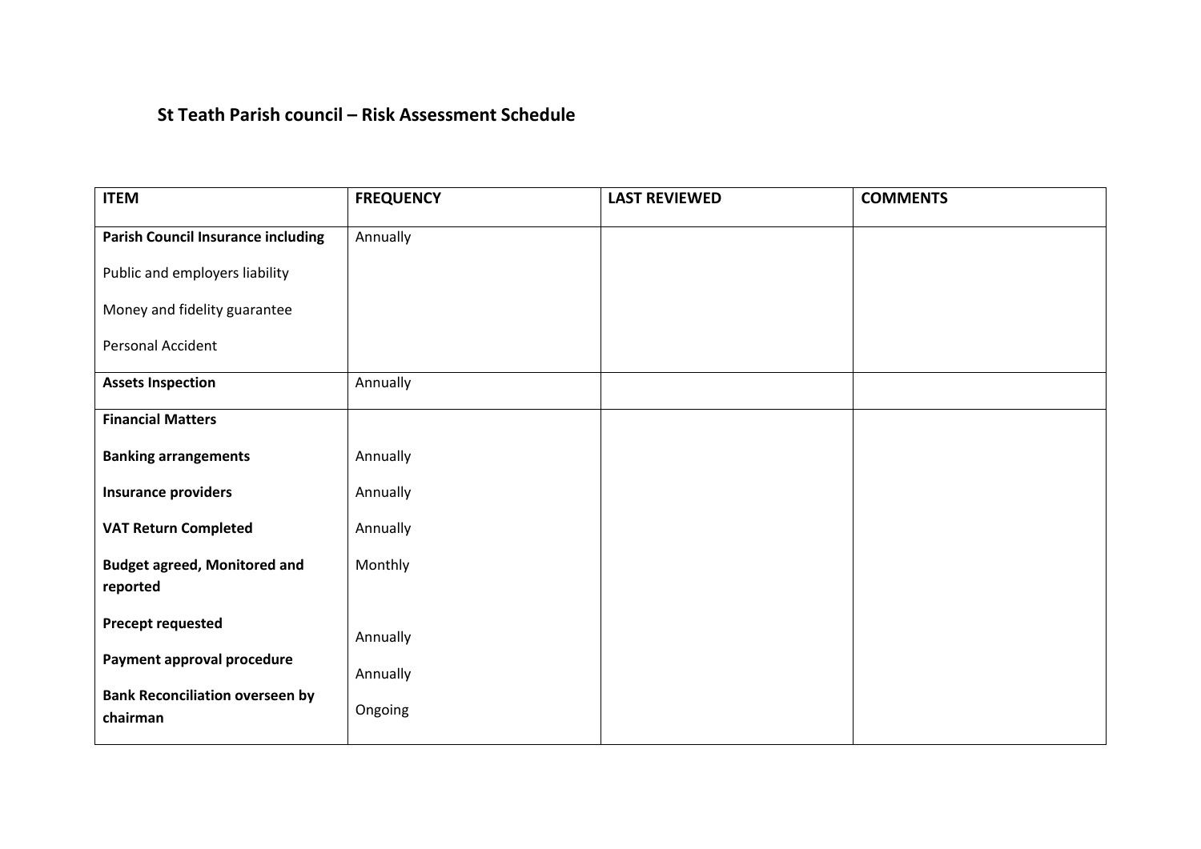# St Teath Parish council – Risk Assessment Schedule

| ITEM | FREQUENCY | LAST REVIEWED | COMMENTS |
|---|---|---|---|
| **Parish Council Insurance including**<br><br>Public and employers liability<br><br>Money and fidelity guarantee<br><br>Personal Accident | Annually | | |
| **Assets Inspection** | Annually | | |
| **Financial Matters** | | | |
| **Banking arrangements** | Annually | | |
| **Insurance providers** | Annually | | |
| **VAT Return Completed** | Annually | | |
| **Budget agreed, Monitored and reported** | Monthly | | |
| **Precept requested** | Annually | | |
| **Payment approval procedure** | Annually | | |
| **Bank Reconciliation overseen by chairman** | Ongoing | | |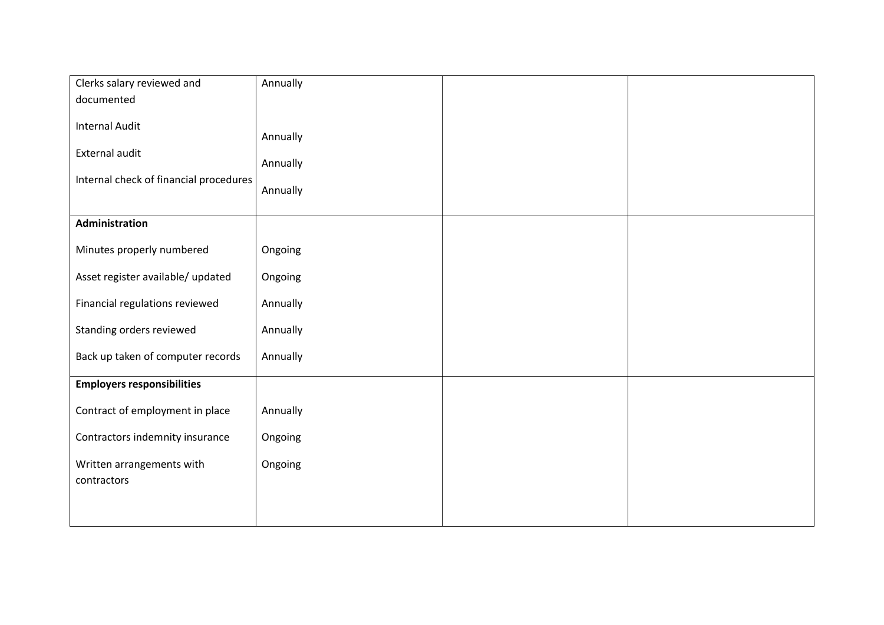| | | | |
|---|---|---|---|
| Clerks salary reviewed and documented | Annually | | |
| Internal Audit | Annually | | |
| External audit | Annually | | |
| Internal check of financial procedures | Annually | | |
| **Administration** | | | |
| Minutes properly numbered | Ongoing | | |
| Asset register available/ updated | Ongoing | | |
| Financial regulations reviewed | Annually | | |
| Standing orders reviewed | Annually | | |
| Back up taken of computer records | Annually | | |
| **Employers responsibilities** | | | |
| Contract of employment in place | Annually | | |
| Contractors indemnity insurance | Ongoing | | |
| Written arrangements with contractors | Ongoing | | |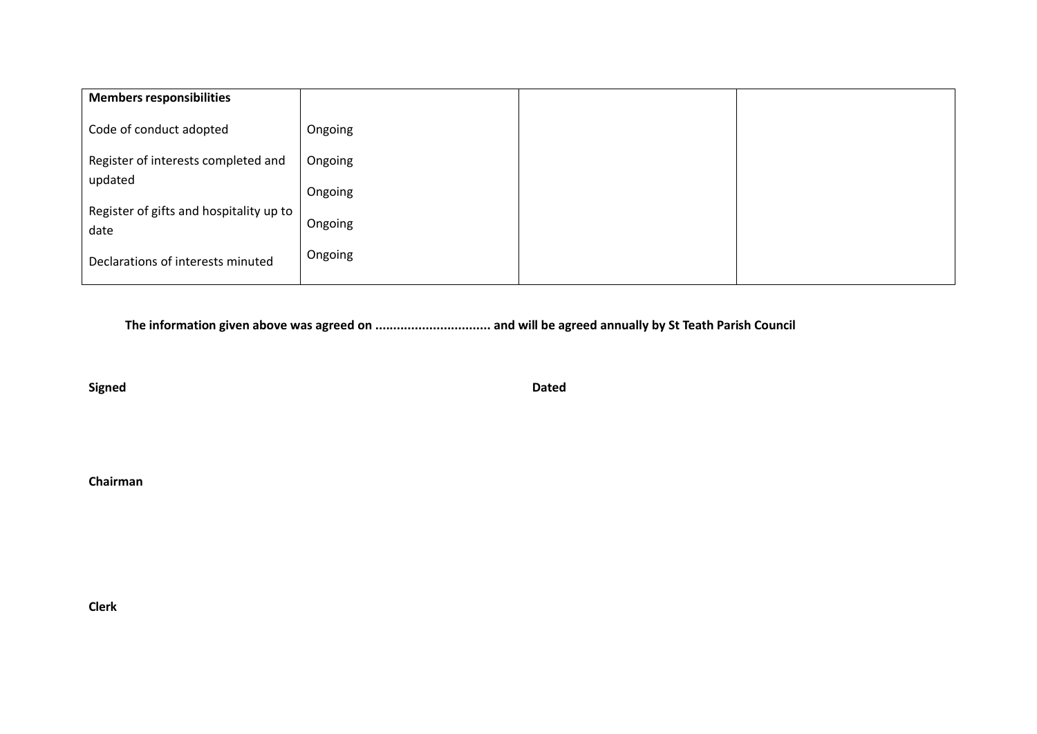| | | | |
|---|---|---|---|
| **Members responsibilities** | | | |
| Code of conduct adopted | Ongoing | | |
| Register of interests completed and updated | Ongoing | | |
| Register of gifts and hospitality up to date | Ongoing<br>Ongoing | | |
| Declarations of interests minuted | Ongoing | | |

**The information given above was agreed on ................................ and will be agreed annually by St Teath Parish Council**

**Signed** **Dated**

**Chairman**

**Clerk**